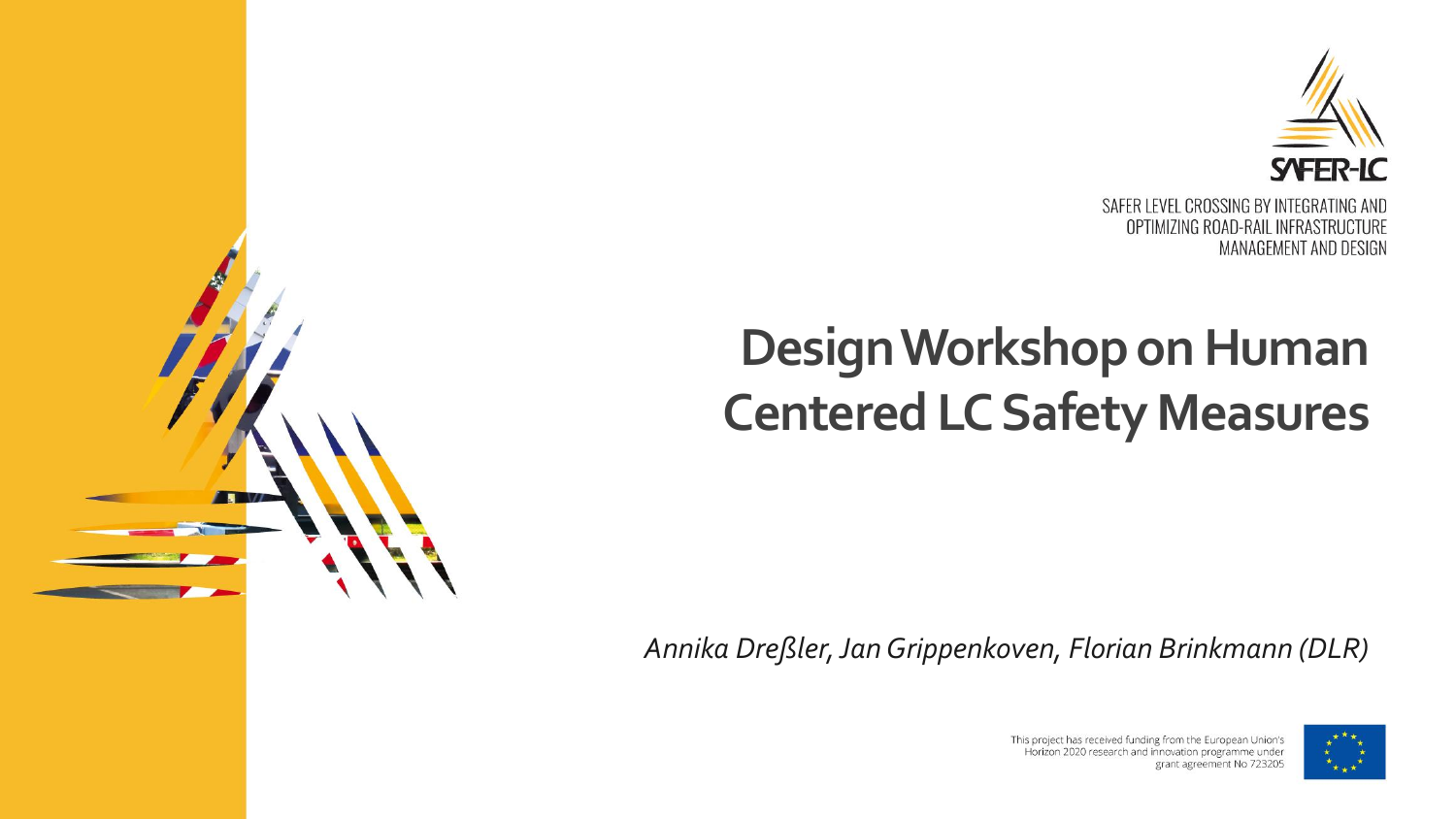SAFER-LC

SAFER LEVEL CROSSING BY INTEGRATING AND OPTIMIZING ROAD-RAIL INFRASTRUCTURE MANAGEMENT AND DESIGN

# Design Workshop on Human Centered LC Safety Measures

*Annika Dreßler, Jan Grippenkoven, Florian Brinkmann (DLR)*

This project has received funding from the European Union's Horizon 2020 research and innovation programme under grant agreement No 723205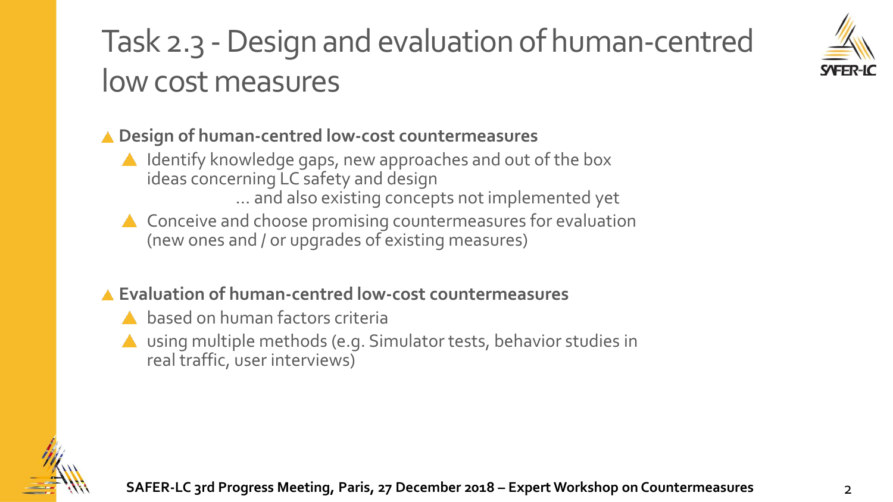# Task 2.3 - Design and evaluation of human-centred low cost measures

- **Design of human-centred low-cost countermeasures**
  - Identify knowledge gaps, new approaches and out of the box ideas concerning LC safety and design
    ... and also existing concepts not implemented yet
  - Conceive and choose promising countermeasures for evaluation (new ones and / or upgrades of existing measures)

- **Evaluation of human-centred low-cost countermeasures**
  - based on human factors criteria
  - using multiple methods (e.g. Simulator tests, behavior studies in real traffic, user interviews)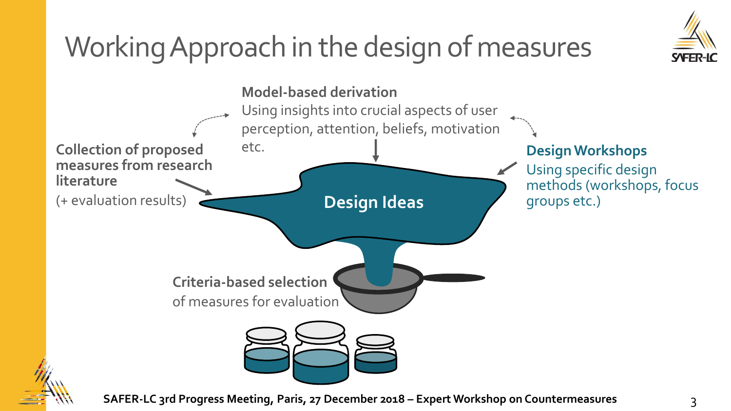# Working Approach in the design of measures

**Model-based derivation**

Using insights into crucial aspects of user perception, attention, beliefs, motivation etc.

**Collection of proposed measures from research literature**

(+ evaluation results)

**Design Workshops**

Using specific design methods (workshops, focus groups etc.)

**Design Ideas**

**Criteria-based selection**

of measures for evaluation

**SAFER-LC 3rd Progress Meeting, Paris, 27 December 2018 – Expert Workshop on Countermeasures**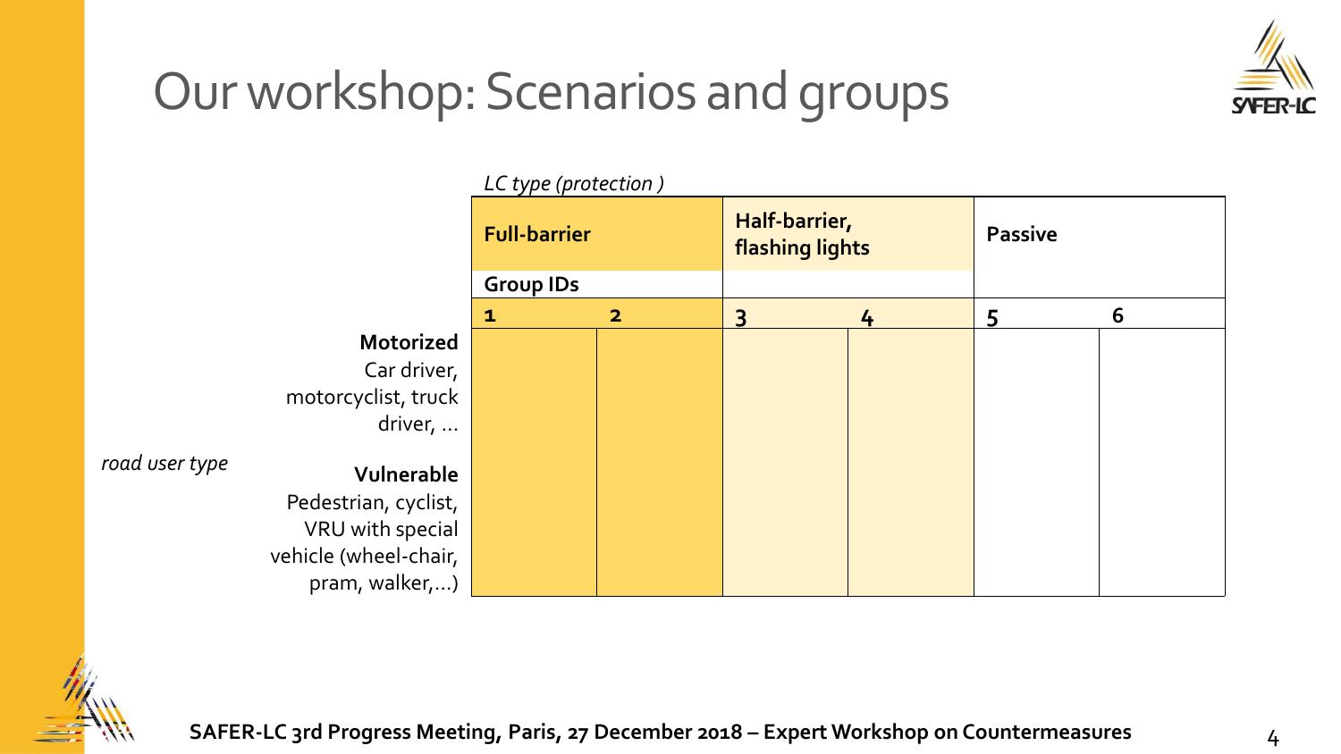# Our workshop: Scenarios and groups

*LC type (protection )*

| | | Full-barrier | | Half-barrier, flashing lights | | Passive | |
|---|---|---|---|---|---|---|---|
| | | **Group IDs** | | | | | |
| | | **1** | **2** | **3** | **4** | **5** | **6** |
| *road user type* | **Motorized** Car driver, motorcyclist, truck driver, … | | | | | | |
| | **Vulnerable** Pedestrian, cyclist, VRU with special vehicle (wheel-chair, pram, walker,…) | | | | | | |

**SAFER-LC 3rd Progress Meeting, Paris, 27 December 2018 – Expert Workshop on Countermeasures**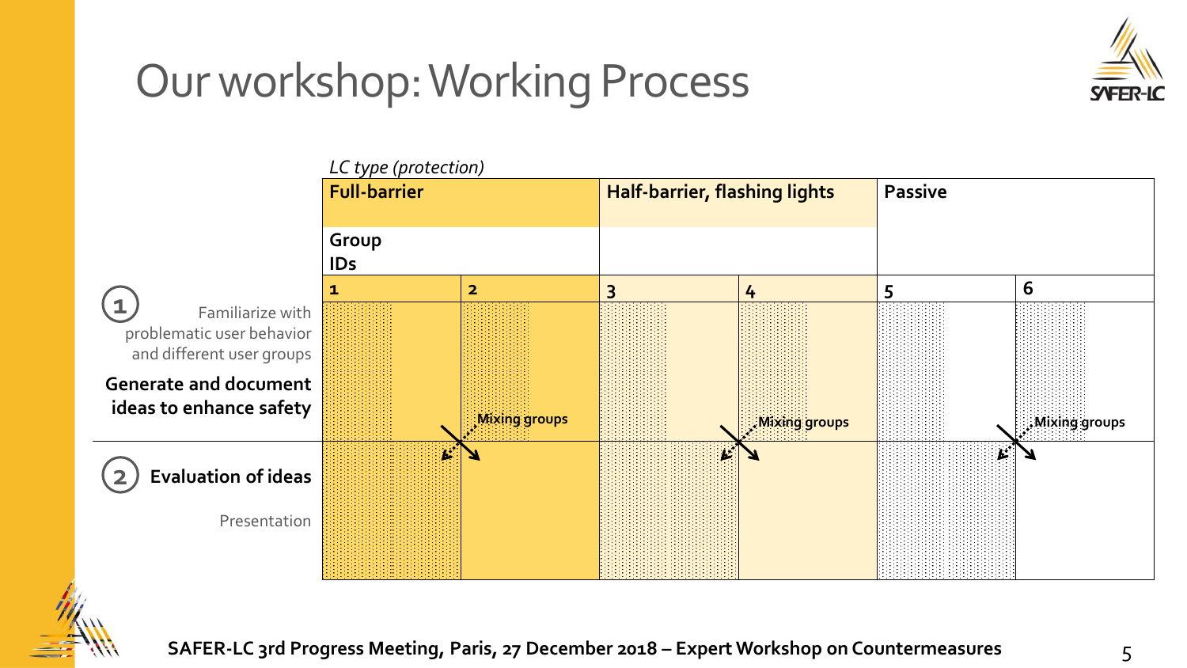# Our workshop: Working Process

*LC type (protection)*

| | Full-barrier | | Half-barrier, flashing lights | | Passive | |
|---|---|---|---|---|---|---|
| | Group IDs | | | | | |
| | 1 | 2 | 3 | 4 | 5 | 6 |
| ① Familiarize with problematic user behavior and different user groups<br>**Generate and document ideas to enhance safety** | | Mixing groups | | Mixing groups | | Mixing groups |
| ② **Evaluation of ideas**<br>Presentation | | | | | | |

**SAFER-LC 3rd Progress Meeting, Paris, 27 December 2018 – Expert Workshop on Countermeasures**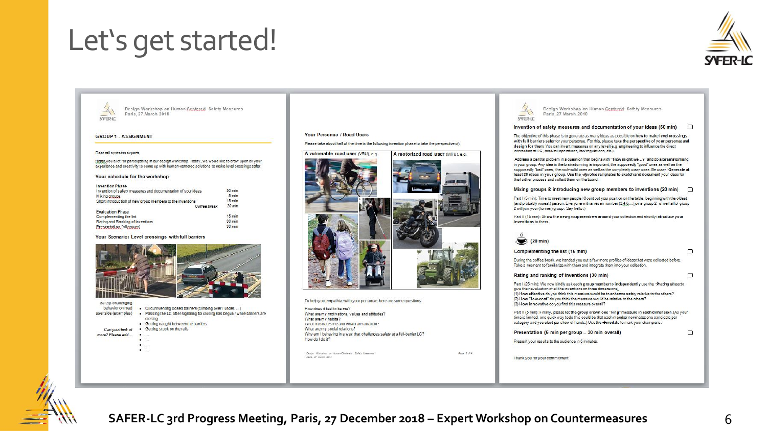# Let's get started!

Design Workshop on Human-Centered Safety Measures
Paris, 27 March 2018

**GROUP 1 - ASSIGNMENT**

Dear rail systems experts,

thank you a lot for participating in our design workshop. Today, we would like to draw upon all your experience and creativity to come up with human-centered solutions to make level crossings safer.

**Your schedule for the workshop**

| | |
|---|---|
| **Invention Phase** | |
| Invention of safety measures and documentation of your ideas | 50 min |
| Mixing groups | 5 min |
| Short introduction of new group members to the inventions | 15 min |
| *Coffee break* | 20 min |
| **Evaluation Phase** | |
| Complementing the list | 15 min |
| Rating and Ranking of inventions | 30 min |
| Presentation (all groups) | 30 min |

**Your Scenario: Level crossings with full barriers**

Safety-challenging behavior on road user side (examples)

- Circumventing closed barriers (climbing over / under, …)
- Passing the LC after signaling for closing has begun / while barriers are closing
- Getting caught between the barriers
- Getting stuck on the rails

*Can you think of more? Please add…*

- …
- …
- …
- …

**Your Personae / Road Users**

Please take about half of the time in the following invention phase to take the perspective of:

| A vulnerable road user (VRU), e.g. | A motorized road user (MRU), e.g. |
|---|---|

To help you empathize with your personae, here are some questions:

How does it feel to be me?
What are my motivations, values and attitudes?
What are my habits?
What frustrates me and what I am afraid of?
What are my social relations?
Why am I behaving in a way that challenges safety at a full-barrier LC?
How do I do it?

Design Workshop on Human-Centered Safety Measures
Paris, 27 March 2018

**Invention of safety measures and documentation of your ideas (50 min)** ☐

The objective of this phase is to generate as many ideas as possible on how to make level crossings with full barriers safer for your personae. For this, please **take the perspective of your personae and design for them**. You can invent measures on any level (e.g. engineering to influence the direct interaction at LC, road/rail operations, law/regulations, etc.)

Address a central problem in a question that begins with "How might we…?" and do a brainstorming in your group. Any idea in the brainstorming is important, the supposedly "good" ones as well as the supposedly "bad" ones, the rock-solid ones as well as the completely crazy ones. Be crazy! **Generate at least 20 ideas in your group. Use the →profile templates to sketch and document** your ideas for the further process and collect them on the board.

**Mixing groups & introducing new group members to inventions (20 min)** ☐

Part I (5 min): Time to meet new people! Count out your position on the table, beginning with the oldest (and probably wisest) person. Everyone with an even number (2,4,6,…) joins group 2, while half of group 2 will join your (former) group. Say hello :)

Part II (15 min): **Show the new group members around** your collection and shortly introduce your inventions to them.

(20 min)

**Complementing the list (15 min)** ☐

During the coffee break, we handed you out a few more profiles of ideas that were collected before. Take a moment to familiarize with them and integrate them into your collection.

**Rating and ranking of inventions (30 min)** ☐

Part I (25 min): We now kindly ask **each group member** to independently use the →rating sheet to give their evaluation of all the inventions on three dimensions:
(1) **How effective** do you think this measure would be to enhance safety relative to the others?
(2) **How "low cost"** do you think the measure would be relative to the others?
(3) **How innovative** do you find this measure overall?

Part II (5 min): Finally, please let **the group crown one "king" measure in each dimension**. (As your time is limited, one quick way to do this could be that each member nominates one candidate per category and you elect per show of hands.) Use the →medals to mark your champions.

**Presentation (5 min per group – 30 min overall)** ☐

Present your results to the audience in 5 minutes.

Thank you for your commitment!

**SAFER-LC 3rd Progress Meeting, Paris, 27 December 2018 – Expert Workshop on Countermeasures**